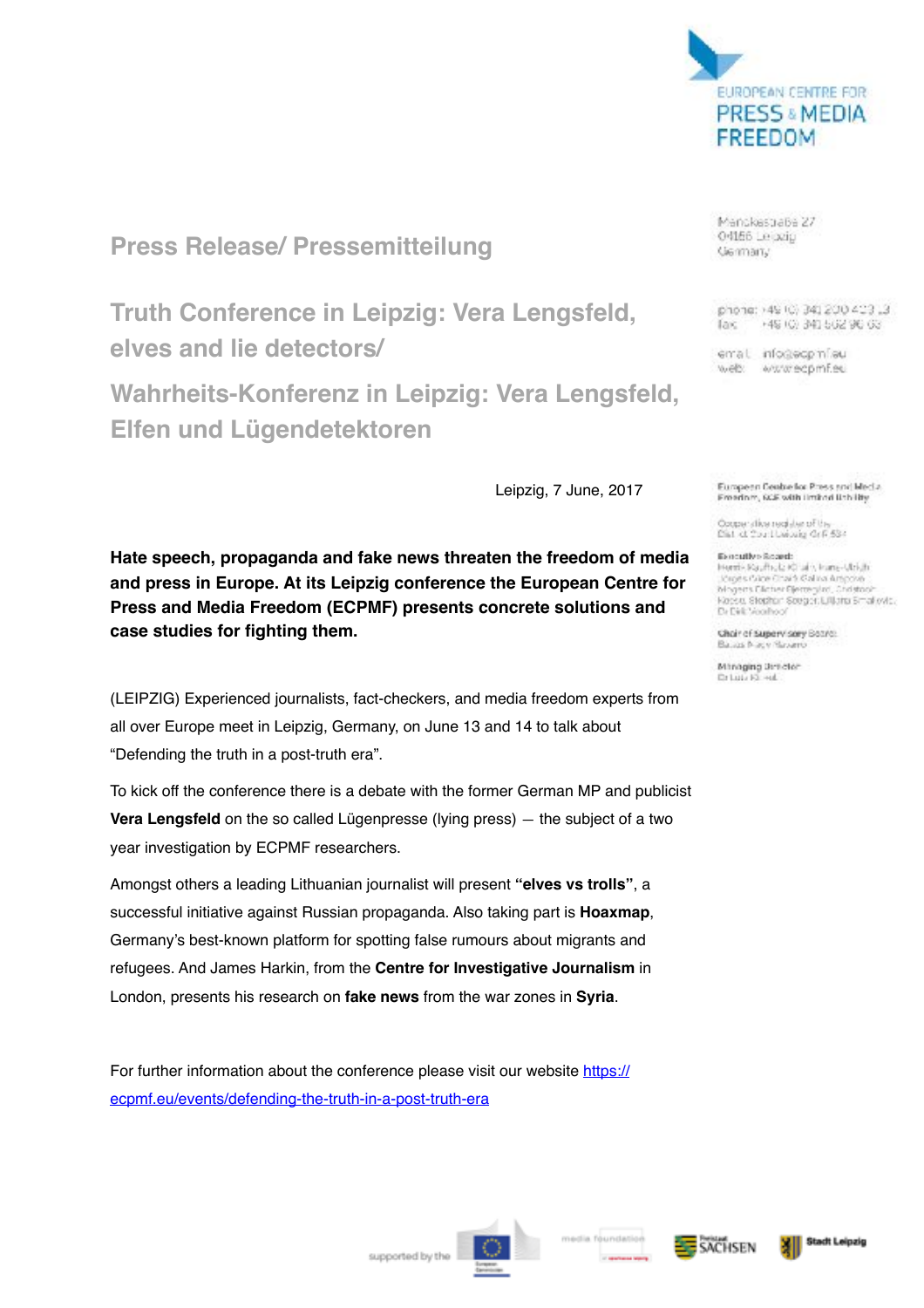EUROPEAN CENTRE FOR PRESS & MEDIA FREEDOM

Menckestraße 27
04155 Leipzig
Germany

phone: +49 (0) 341 200 403 13
fax: +49 (0) 341 562 96 63

email: info@ecpmf.eu
web: www.ecpmf.eu

# Press Release/ Pressemitteilung

## Truth Conference in Leipzig: Vera Lengsfeld, elves and lie detectors/

## Wahrheits-Konferenz in Leipzig: Vera Lengsfeld, Elfen und Lügendetektoren

Leipzig, 7 June, 2017

**Hate speech, propaganda and fake news threaten the freedom of media and press in Europe. At its Leipzig conference the European Centre for Press and Media Freedom (ECPMF) presents concrete solutions and case studies for fighting them.**

(LEIPZIG) Experienced journalists, fact-checkers, and media freedom experts from all over Europe meet in Leipzig, Germany, on June 13 and 14 to talk about "Defending the truth in a post-truth era".

To kick off the conference there is a debate with the former German MP and publicist **Vera Lengsfeld** on the so called Lügenpresse (lying press) — the subject of a two year investigation by ECPMF researchers.

Amongst others a leading Lithuanian journalist will present **"elves vs trolls"**, a successful initiative against Russian propaganda. Also taking part is **Hoaxmap**, Germany's best-known platform for spotting false rumours about migrants and refugees. And James Harkin, from the **Centre for Investigative Journalism** in London, presents his research on **fake news** from the war zones in **Syria**.

For further information about the conference please visit our website https://ecpmf.eu/events/defending-the-truth-in-a-post-truth-era

supported by the European Commission · media foundation · Freistaat SACHSEN · Stadt Leipzig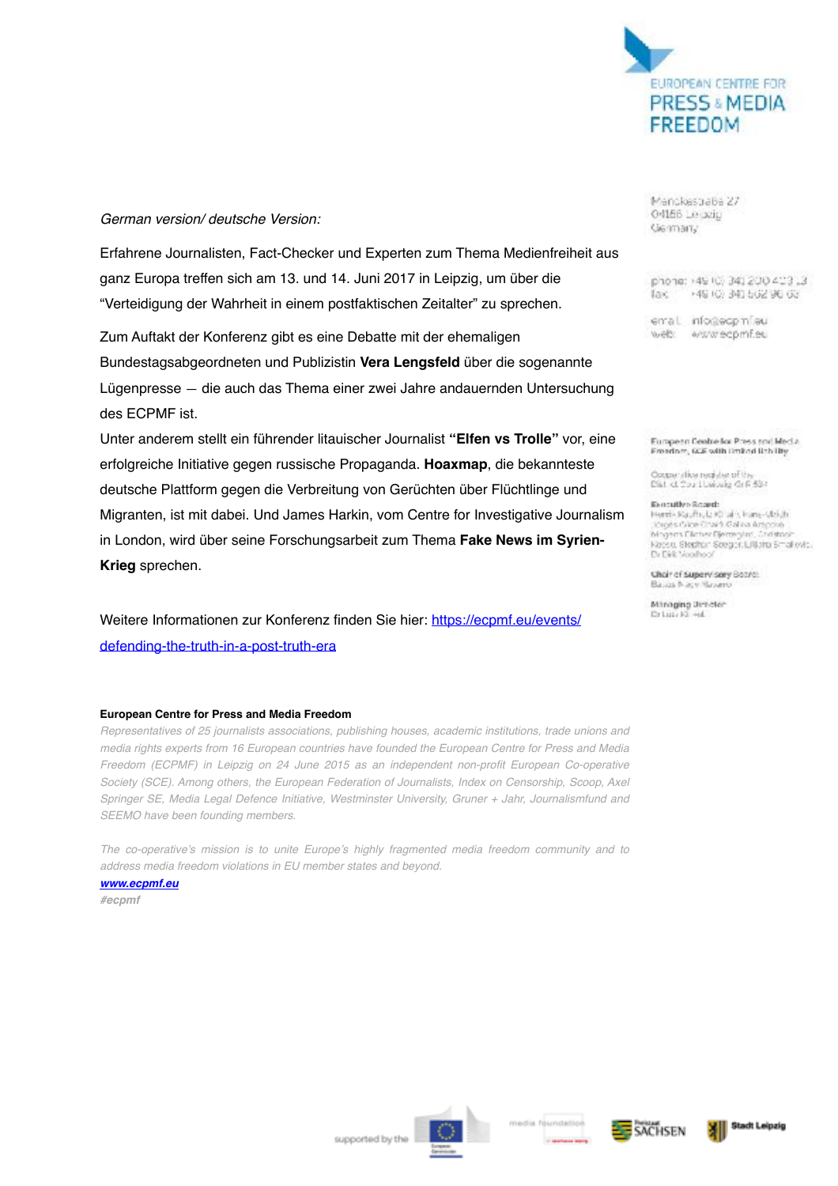*German version/ deutsche Version:*

Erfahrene Journalisten, Fact-Checker und Experten zum Thema Medienfreiheit aus ganz Europa treffen sich am 13. und 14. Juni 2017 in Leipzig, um über die "Verteidigung der Wahrheit in einem postfaktischen Zeitalter" zu sprechen.

Zum Auftakt der Konferenz gibt es eine Debatte mit der ehemaligen Bundestagsabgeordneten und Publizistin **Vera Lengsfeld** über die sogenannte Lügenpresse – die auch das Thema einer zwei Jahre andauernden Untersuchung des ECPMF ist.

Unter anderem stellt ein führender litauischer Journalist **"Elfen vs Trolle"** vor, eine erfolgreiche Initiative gegen russische Propaganda. **Hoaxmap**, die bekannteste deutsche Plattform gegen die Verbreitung von Gerüchten über Flüchtlinge und Migranten, ist mit dabei. Und James Harkin, vom Centre for Investigative Journalism in London, wird über seine Forschungsarbeit zum Thema **Fake News im Syrien-Krieg** sprechen.

Weitere Informationen zur Konferenz finden Sie hier: https://ecpmf.eu/events/defending-the-truth-in-a-post-truth-era

**European Centre for Press and Media Freedom**

*Representatives of 25 journalists associations, publishing houses, academic institutions, trade unions and media rights experts from 16 European countries have founded the European Centre for Press and Media Freedom (ECPMF) in Leipzig on 24 June 2015 as an independent non-profit European Co-operative Society (SCE). Among others, the European Federation of Journalists, Index on Censorship, Scoop, Axel Springer SE, Media Legal Defence Initiative, Westminster University, Gruner + Jahr, Journalismfund and SEEMO have been founding members.*

*The co-operative's mission is to unite Europe's highly fragmented media freedom community and to address media freedom violations in EU member states and beyond.*

***www.ecpmf.eu***

*#ecpmf*